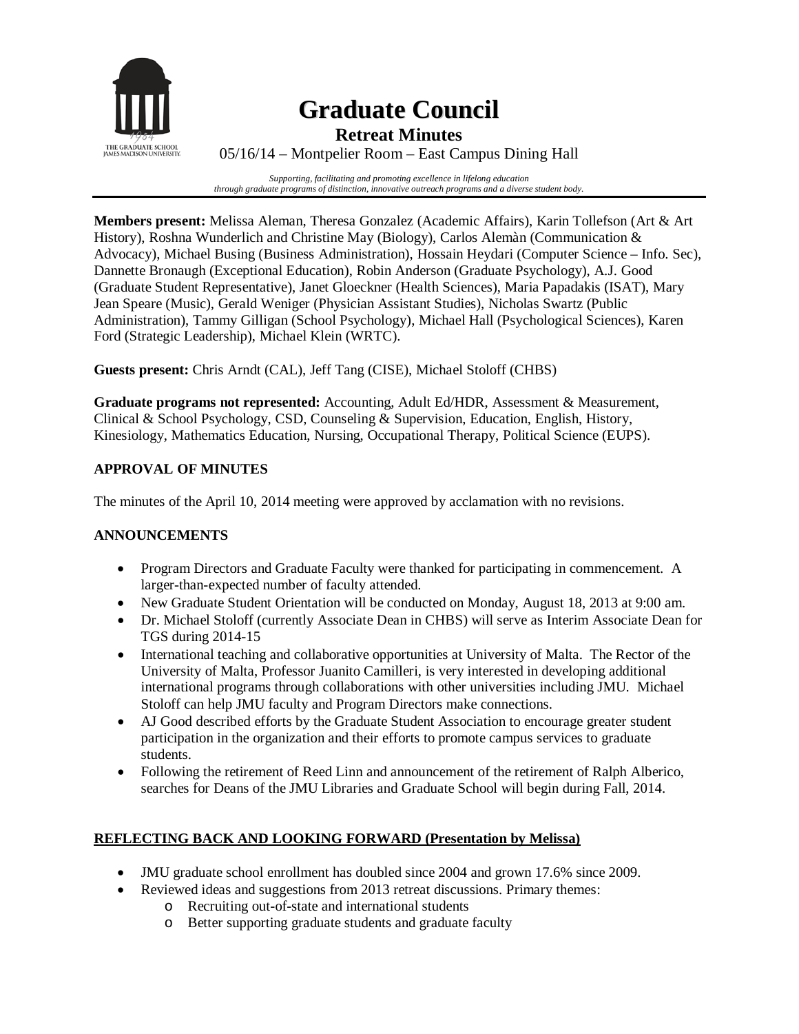# Graduate Council

## Retreat Minutes

05/16/14 – Montpelier Room – East Campus Dining Hall

*Supporting, facilitating and promoting excellence in lifelong education through graduate programs of distinction, innovative outreach programs and a diverse student body.*

**Members present:** Melissa Aleman, Theresa Gonzalez (Academic Affairs), Karin Tollefson (Art & Art History), Roshna Wunderlich and Christine May (Biology), Carlos Alemàn (Communication & Advocacy), Michael Busing (Business Administration), Hossain Heydari (Computer Science – Info. Sec), Dannette Bronaugh (Exceptional Education), Robin Anderson (Graduate Psychology), A.J. Good (Graduate Student Representative), Janet Gloeckner (Health Sciences), Maria Papadakis (ISAT), Mary Jean Speare (Music), Gerald Weniger (Physician Assistant Studies), Nicholas Swartz (Public Administration), Tammy Gilligan (School Psychology), Michael Hall (Psychological Sciences), Karen Ford (Strategic Leadership), Michael Klein (WRTC).

**Guests present:** Chris Arndt (CAL), Jeff Tang (CISE), Michael Stoloff (CHBS)

**Graduate programs not represented:** Accounting, Adult Ed/HDR, Assessment & Measurement, Clinical & School Psychology, CSD, Counseling & Supervision, Education, English, History, Kinesiology, Mathematics Education, Nursing, Occupational Therapy, Political Science (EUPS).

### APPROVAL OF MINUTES

The minutes of the April 10, 2014 meeting were approved by acclamation with no revisions.

### ANNOUNCEMENTS

- Program Directors and Graduate Faculty were thanked for participating in commencement. A larger-than-expected number of faculty attended.
- New Graduate Student Orientation will be conducted on Monday, August 18, 2013 at 9:00 am.
- Dr. Michael Stoloff (currently Associate Dean in CHBS) will serve as Interim Associate Dean for TGS during 2014-15
- International teaching and collaborative opportunities at University of Malta. The Rector of the University of Malta, Professor Juanito Camilleri, is very interested in developing additional international programs through collaborations with other universities including JMU. Michael Stoloff can help JMU faculty and Program Directors make connections.
- AJ Good described efforts by the Graduate Student Association to encourage greater student participation in the organization and their efforts to promote campus services to graduate students.
- Following the retirement of Reed Linn and announcement of the retirement of Ralph Alberico, searches for Deans of the JMU Libraries and Graduate School will begin during Fall, 2014.

### REFLECTING BACK AND LOOKING FORWARD (Presentation by Melissa)

- JMU graduate school enrollment has doubled since 2004 and grown 17.6% since 2009.
- Reviewed ideas and suggestions from 2013 retreat discussions. Primary themes:
  - Recruiting out-of-state and international students
  - Better supporting graduate students and graduate faculty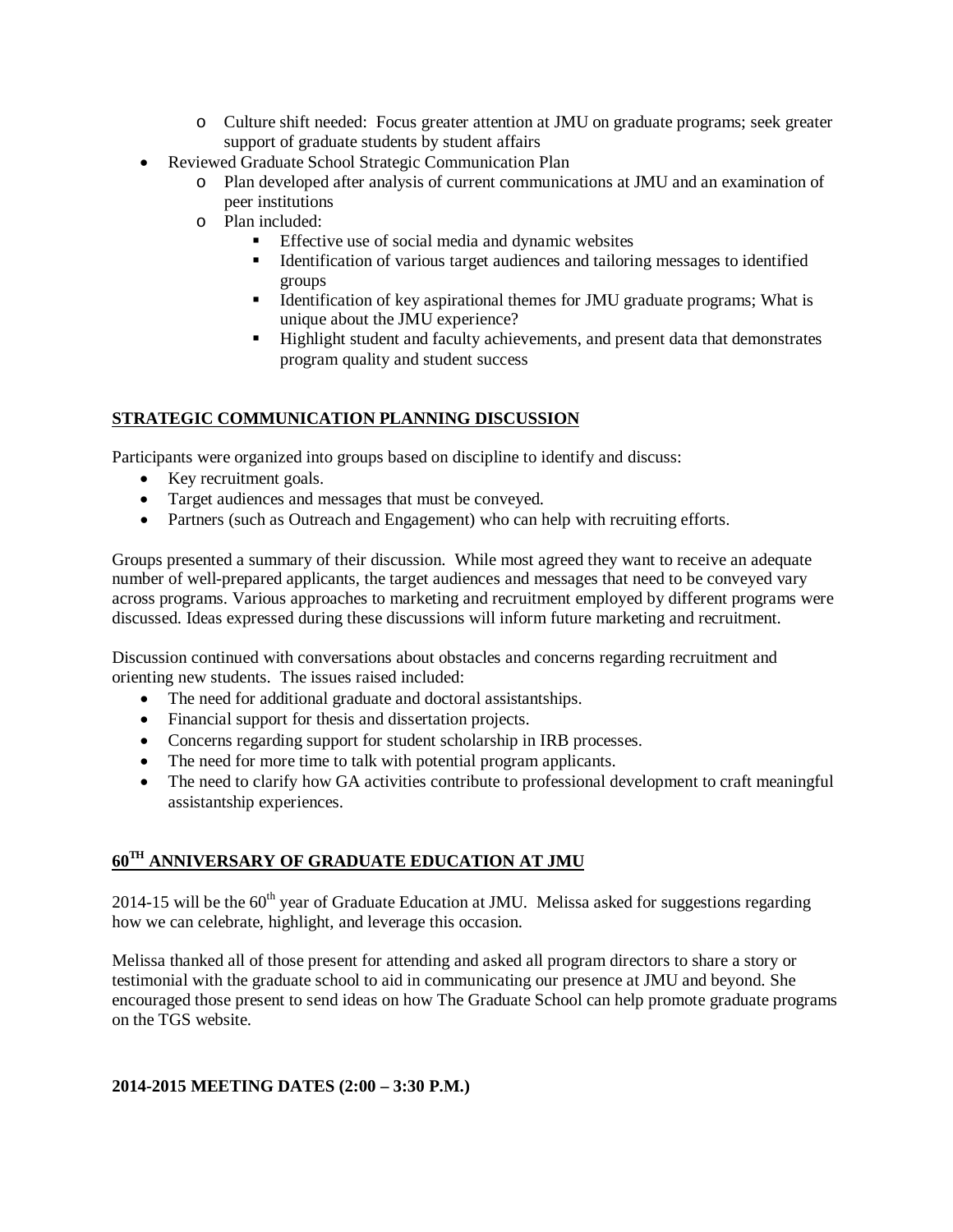- Culture shift needed: Focus greater attention at JMU on graduate programs; seek greater support of graduate students by student affairs
- Reviewed Graduate School Strategic Communication Plan
    - Plan developed after analysis of current communications at JMU and an examination of peer institutions
    - Plan included:
        - Effective use of social media and dynamic websites
        - Identification of various target audiences and tailoring messages to identified groups
        - Identification of key aspirational themes for JMU graduate programs; What is unique about the JMU experience?
        - Highlight student and faculty achievements, and present data that demonstrates program quality and student success

## STRATEGIC COMMUNICATION PLANNING DISCUSSION

Participants were organized into groups based on discipline to identify and discuss:

- Key recruitment goals.
- Target audiences and messages that must be conveyed.
- Partners (such as Outreach and Engagement) who can help with recruiting efforts.

Groups presented a summary of their discussion. While most agreed they want to receive an adequate number of well-prepared applicants, the target audiences and messages that need to be conveyed vary across programs. Various approaches to marketing and recruitment employed by different programs were discussed. Ideas expressed during these discussions will inform future marketing and recruitment.

Discussion continued with conversations about obstacles and concerns regarding recruitment and orienting new students. The issues raised included:

- The need for additional graduate and doctoral assistantships.
- Financial support for thesis and dissertation projects.
- Concerns regarding support for student scholarship in IRB processes.
- The need for more time to talk with potential program applicants.
- The need to clarify how GA activities contribute to professional development to craft meaningful assistantship experiences.

## 60TH ANNIVERSARY OF GRADUATE EDUCATION AT JMU

2014-15 will be the 60th year of Graduate Education at JMU. Melissa asked for suggestions regarding how we can celebrate, highlight, and leverage this occasion.

Melissa thanked all of those present for attending and asked all program directors to share a story or testimonial with the graduate school to aid in communicating our presence at JMU and beyond. She encouraged those present to send ideas on how The Graduate School can help promote graduate programs on the TGS website.

## 2014-2015 MEETING DATES (2:00 – 3:30 P.M.)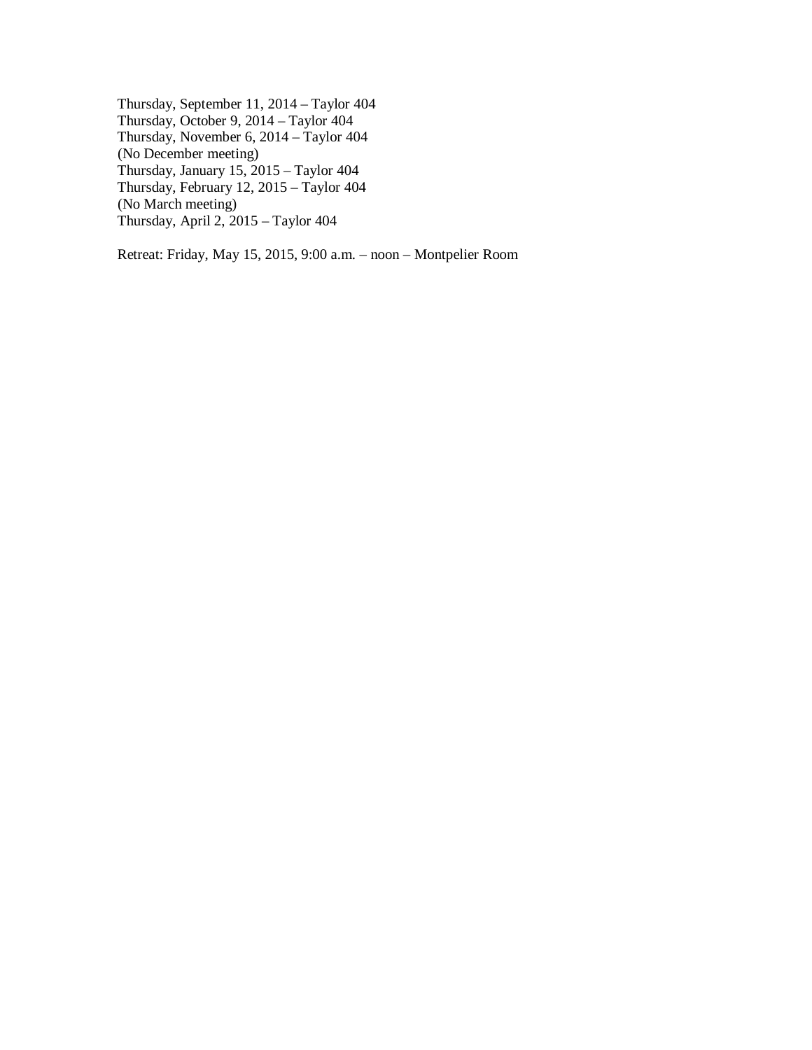Thursday, September 11, 2014 – Taylor 404
Thursday, October 9, 2014 – Taylor 404
Thursday, November 6, 2014 – Taylor 404
(No December meeting)
Thursday, January 15, 2015 – Taylor 404
Thursday, February 12, 2015 – Taylor 404
(No March meeting)
Thursday, April 2, 2015 – Taylor 404

Retreat: Friday, May 15, 2015, 9:00 a.m. – noon – Montpelier Room